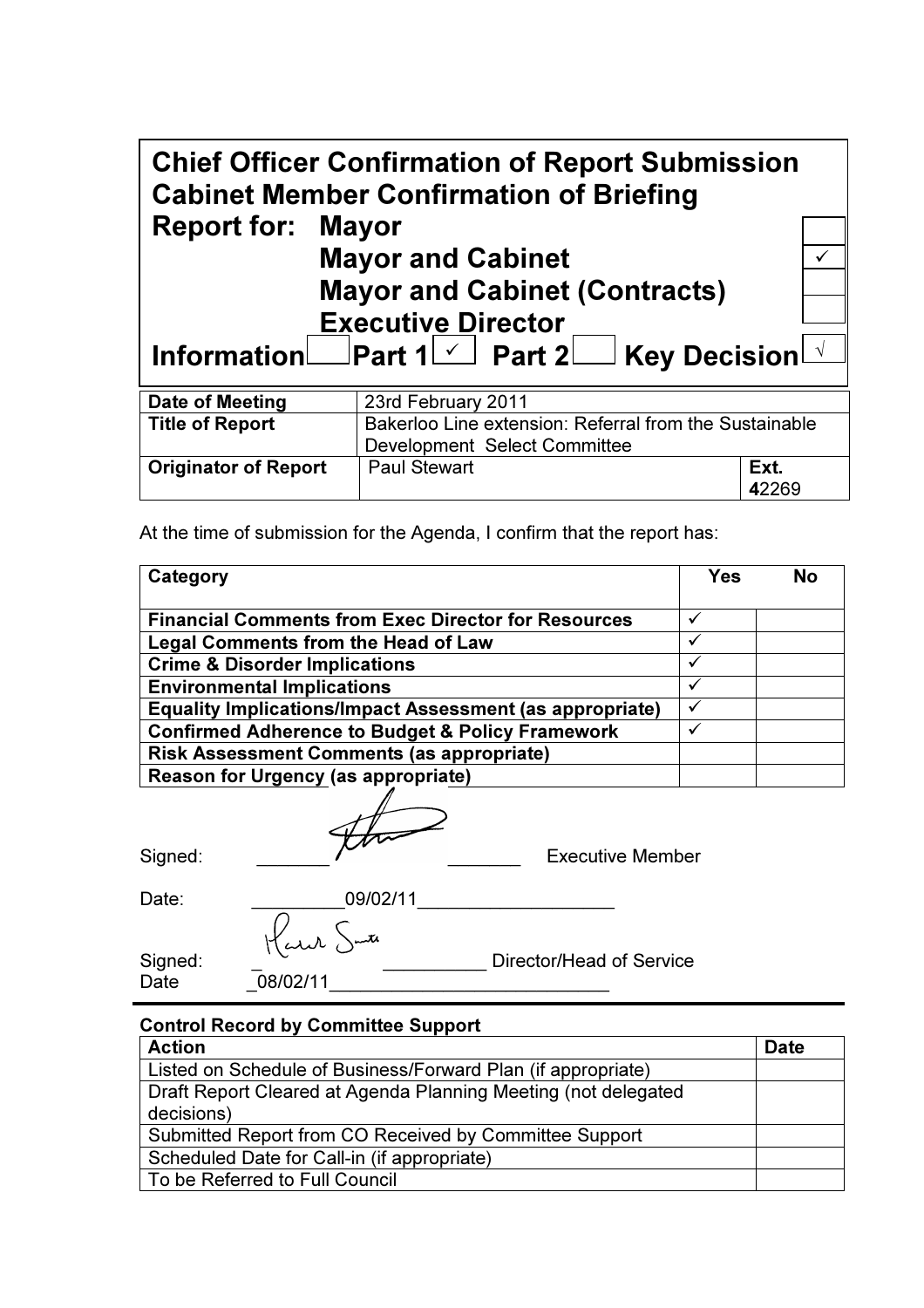# Chief Officer Confirmation of Report Submission
# Cabinet Member Confirmation of Briefing

**Report for:**

| | |
|---|---|
| **Mayor** | |
| **Mayor and Cabinet** | ✓ |
| **Mayor and Cabinet (Contracts)** | |
| **Executive Director** | |

**Information** ☐ **Part 1** ☑ **Part 2** ☐ **Key Decision** ☑

| | | |
|---|---|---|
| **Date of Meeting** | 23rd February 2011 | |
| **Title of Report** | Bakerloo Line extension: Referral from the Sustainable Development Select Committee | |
| **Originator of Report** | Paul Stewart | **Ext.** **4**2269 |

At the time of submission for the Agenda, I confirm that the report has:

| **Category** | **Yes** | **No** |
|---|---|---|
| **Financial Comments from Exec Director for Resources** | ✓ | |
| **Legal Comments from the Head of Law** | ✓ | |
| **Crime & Disorder Implications** | ✓ | |
| **Environmental Implications** | ✓ | |
| **Equality Implications/Impact Assessment (as appropriate)** | ✓ | |
| **Confirmed Adherence to Budget & Policy Framework** | ✓ | |
| **Risk Assessment Comments (as appropriate)** | | |
| **Reason for Urgency (as appropriate)** | | |

Signed: _______ [signature] _______ Executive Member

Date: _________09/02/11___________________

Signed: _ [signature] __________ Director/Head of Service
Date _08/02/11___________________________

**Control Record by Committee Support**

| **Action** | **Date** |
|---|---|
| Listed on Schedule of Business/Forward Plan (if appropriate) | |
| Draft Report Cleared at Agenda Planning Meeting (not delegated decisions) | |
| Submitted Report from CO Received by Committee Support | |
| Scheduled Date for Call-in (if appropriate) | |
| To be Referred to Full Council | |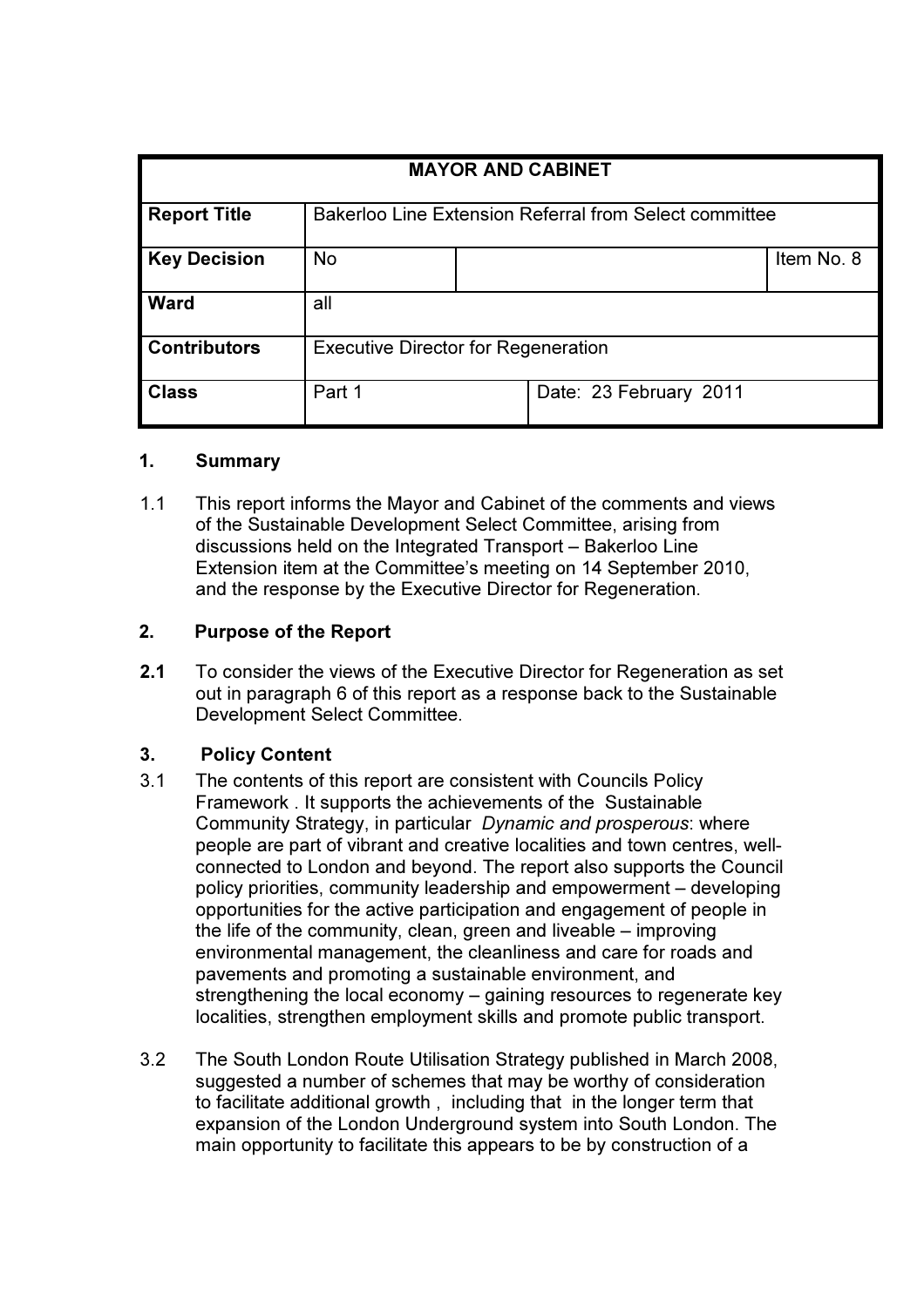| MAYOR AND CABINET | | | |
|---|---|---|---|
| **Report Title** | Bakerloo Line Extension Referral from Select committee | | |
| **Key Decision** | No | | Item No. 8 |
| **Ward** | all | | |
| **Contributors** | Executive Director for Regeneration | | |
| **Class** | Part 1 | Date: 23 February 2011 | |

## 1. Summary

1.1 This report informs the Mayor and Cabinet of the comments and views of the Sustainable Development Select Committee, arising from discussions held on the Integrated Transport – Bakerloo Line Extension item at the Committee's meeting on 14 September 2010, and the response by the Executive Director for Regeneration.

## 2. Purpose of the Report

**2.1** To consider the views of the Executive Director for Regeneration as set out in paragraph 6 of this report as a response back to the Sustainable Development Select Committee.

## 3. Policy Content

3.1 The contents of this report are consistent with Councils Policy Framework . It supports the achievements of the Sustainable Community Strategy, in particular *Dynamic and prosperous*: where people are part of vibrant and creative localities and town centres, well-connected to London and beyond. The report also supports the Council policy priorities, community leadership and empowerment – developing opportunities for the active participation and engagement of people in the life of the community, clean, green and liveable – improving environmental management, the cleanliness and care for roads and pavements and promoting a sustainable environment, and strengthening the local economy – gaining resources to regenerate key localities, strengthen employment skills and promote public transport.

3.2 The South London Route Utilisation Strategy published in March 2008, suggested a number of schemes that may be worthy of consideration to facilitate additional growth , including that in the longer term that expansion of the London Underground system into South London. The main opportunity to facilitate this appears to be by construction of a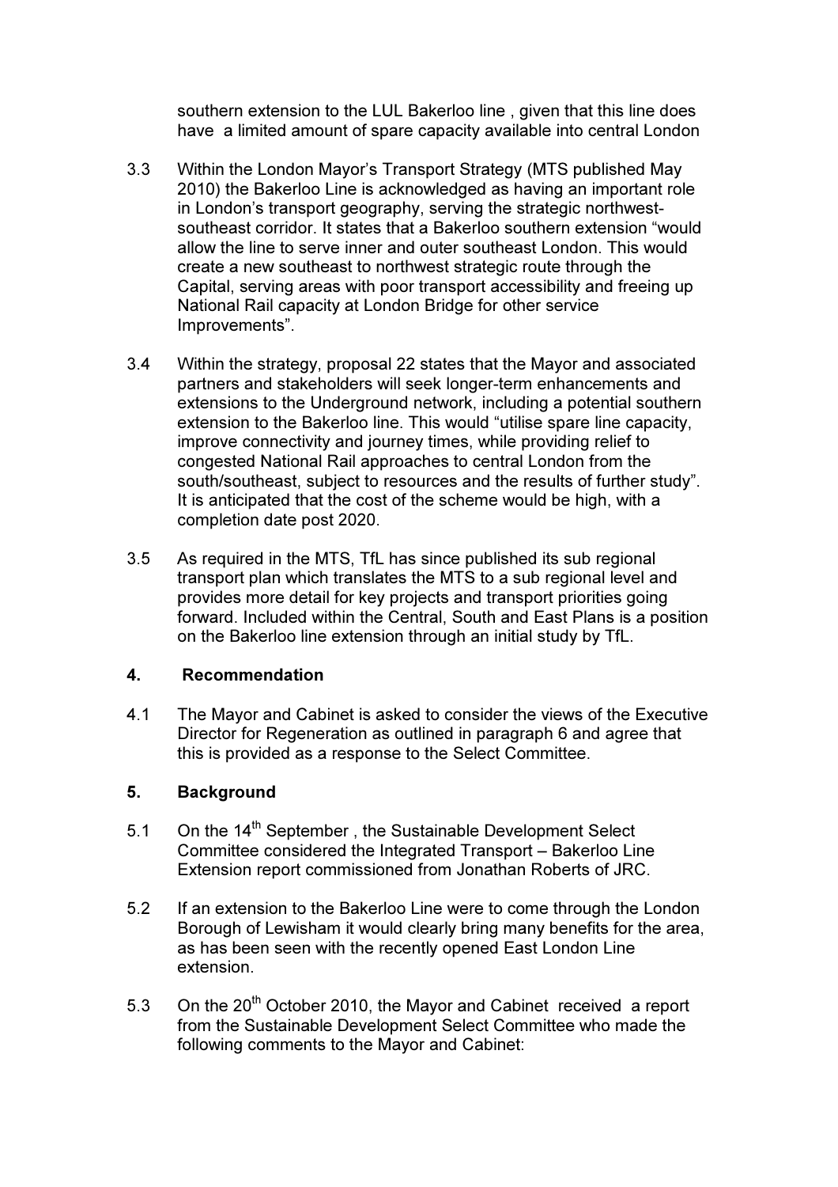southern extension to the LUL Bakerloo line , given that this line does have a limited amount of spare capacity available into central London

3.3 Within the London Mayor's Transport Strategy (MTS published May 2010) the Bakerloo Line is acknowledged as having an important role in London's transport geography, serving the strategic northwest-southeast corridor. It states that a Bakerloo southern extension "would allow the line to serve inner and outer southeast London. This would create a new southeast to northwest strategic route through the Capital, serving areas with poor transport accessibility and freeing up National Rail capacity at London Bridge for other service Improvements".

3.4 Within the strategy, proposal 22 states that the Mayor and associated partners and stakeholders will seek longer-term enhancements and extensions to the Underground network, including a potential southern extension to the Bakerloo line. This would "utilise spare line capacity, improve connectivity and journey times, while providing relief to congested National Rail approaches to central London from the south/southeast, subject to resources and the results of further study". It is anticipated that the cost of the scheme would be high, with a completion date post 2020.

3.5 As required in the MTS, TfL has since published its sub regional transport plan which translates the MTS to a sub regional level and provides more detail for key projects and transport priorities going forward. Included within the Central, South and East Plans is a position on the Bakerloo line extension through an initial study by TfL.

## 4. Recommendation

4.1 The Mayor and Cabinet is asked to consider the views of the Executive Director for Regeneration as outlined in paragraph 6 and agree that this is provided as a response to the Select Committee.

## 5. Background

5.1 On the 14th September , the Sustainable Development Select Committee considered the Integrated Transport – Bakerloo Line Extension report commissioned from Jonathan Roberts of JRC.

5.2 If an extension to the Bakerloo Line were to come through the London Borough of Lewisham it would clearly bring many benefits for the area, as has been seen with the recently opened East London Line extension.

5.3 On the 20th October 2010, the Mayor and Cabinet received a report from the Sustainable Development Select Committee who made the following comments to the Mayor and Cabinet: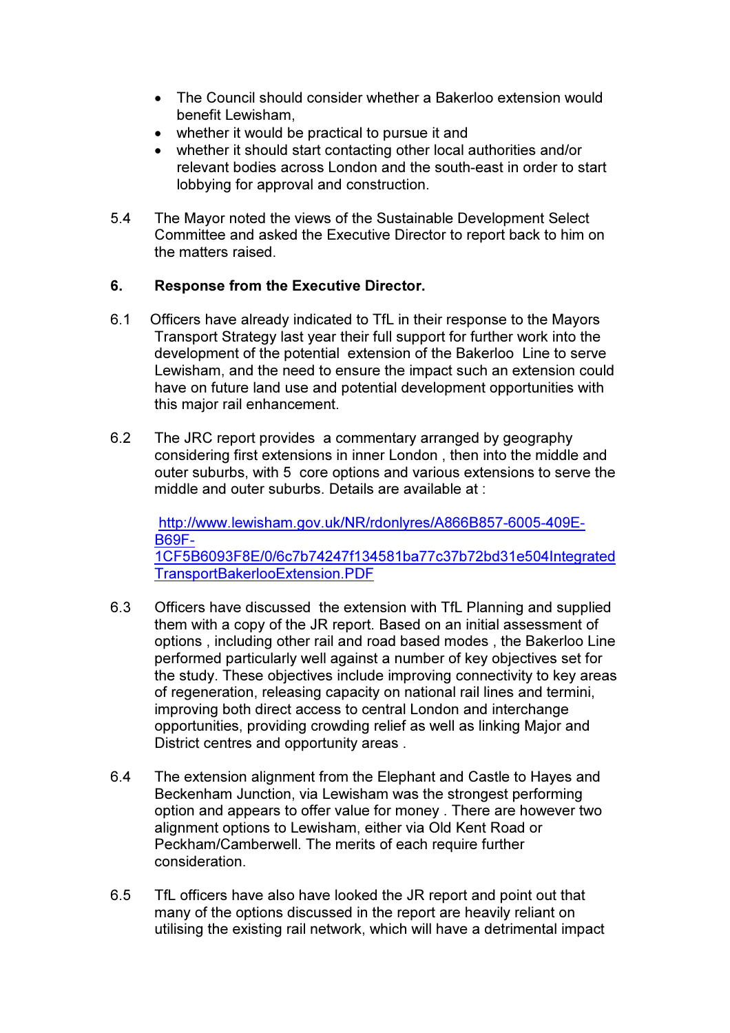- The Council should consider whether a Bakerloo extension would benefit Lewisham,
- whether it would be practical to pursue it and
- whether it should start contacting other local authorities and/or relevant bodies across London and the south-east in order to start lobbying for approval and construction.

5.4 The Mayor noted the views of the Sustainable Development Select Committee and asked the Executive Director to report back to him on the matters raised.

## 6. Response from the Executive Director.

6.1 Officers have already indicated to TfL in their response to the Mayors Transport Strategy last year their full support for further work into the development of the potential extension of the Bakerloo Line to serve Lewisham, and the need to ensure the impact such an extension could have on future land use and potential development opportunities with this major rail enhancement.

6.2 The JRC report provides a commentary arranged by geography considering first extensions in inner London , then into the middle and outer suburbs, with 5 core options and various extensions to serve the middle and outer suburbs. Details are available at :

[http://www.lewisham.gov.uk/NR/rdonlyres/A866B857-6005-409E-B69F-1CF5B6093F8E/0/6c7b74247f134581ba77c37b72bd31e504IntegratedTransportBakerlooExtension.PDF](http://www.lewisham.gov.uk/NR/rdonlyres/A866B857-6005-409E-B69F-1CF5B6093F8E/0/6c7b74247f134581ba77c37b72bd31e504IntegratedTransportBakerlooExtension.PDF)

6.3 Officers have discussed the extension with TfL Planning and supplied them with a copy of the JR report. Based on an initial assessment of options , including other rail and road based modes , the Bakerloo Line performed particularly well against a number of key objectives set for the study. These objectives include improving connectivity to key areas of regeneration, releasing capacity on national rail lines and termini, improving both direct access to central London and interchange opportunities, providing crowding relief as well as linking Major and District centres and opportunity areas .

6.4 The extension alignment from the Elephant and Castle to Hayes and Beckenham Junction, via Lewisham was the strongest performing option and appears to offer value for money . There are however two alignment options to Lewisham, either via Old Kent Road or Peckham/Camberwell. The merits of each require further consideration.

6.5 TfL officers have also have looked the JR report and point out that many of the options discussed in the report are heavily reliant on utilising the existing rail network, which will have a detrimental impact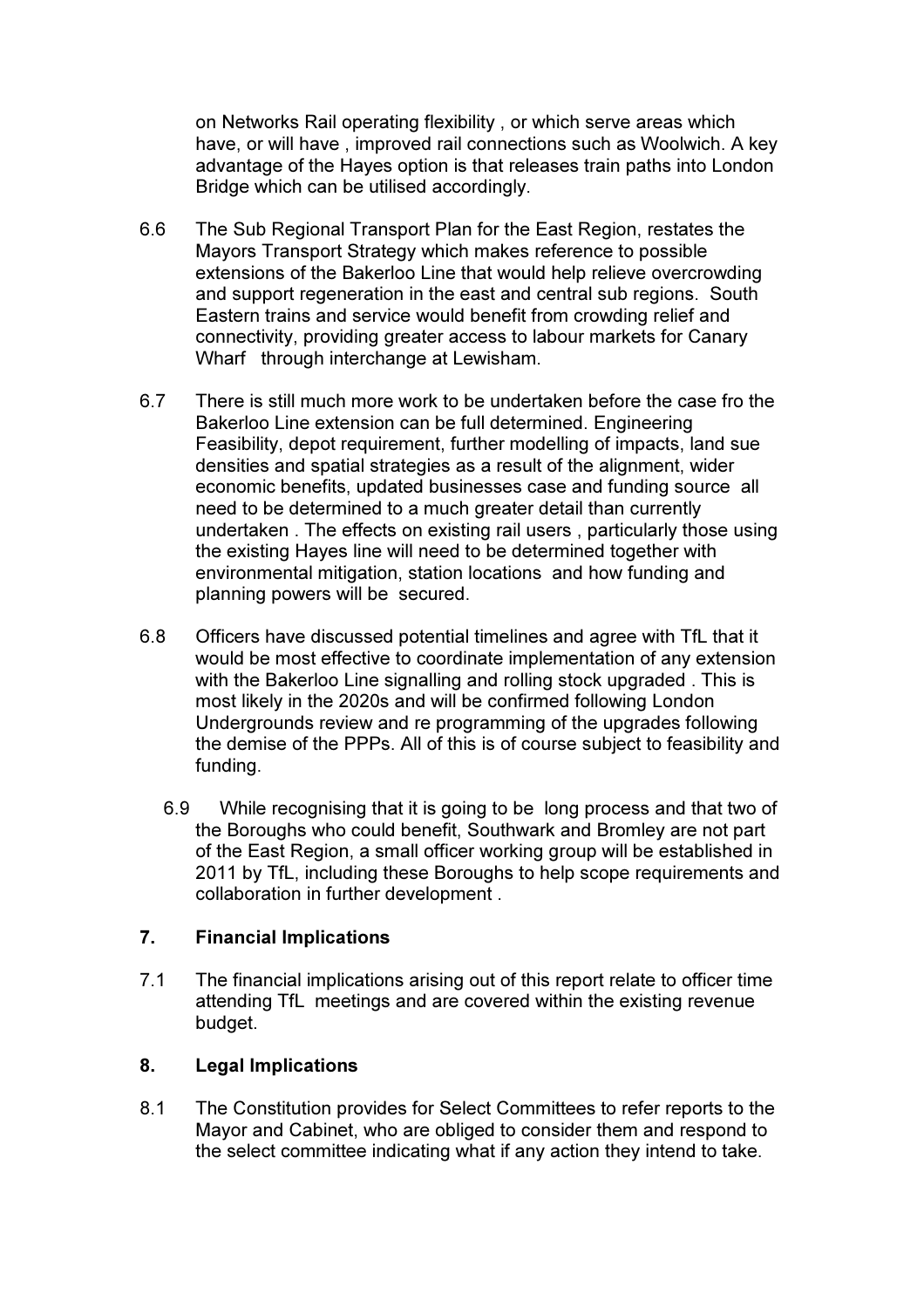on Networks Rail operating flexibility , or which serve areas which have, or will have , improved rail connections such as Woolwich. A key advantage of the Hayes option is that releases train paths into London Bridge which can be utilised accordingly.

6.6 The Sub Regional Transport Plan for the East Region, restates the Mayors Transport Strategy which makes reference to possible extensions of the Bakerloo Line that would help relieve overcrowding and support regeneration in the east and central sub regions. South Eastern trains and service would benefit from crowding relief and connectivity, providing greater access to labour markets for Canary Wharf through interchange at Lewisham.

6.7 There is still much more work to be undertaken before the case fro the Bakerloo Line extension can be full determined. Engineering Feasibility, depot requirement, further modelling of impacts, land sue densities and spatial strategies as a result of the alignment, wider economic benefits, updated businesses case and funding source all need to be determined to a much greater detail than currently undertaken . The effects on existing rail users , particularly those using the existing Hayes line will need to be determined together with environmental mitigation, station locations and how funding and planning powers will be secured.

6.8 Officers have discussed potential timelines and agree with TfL that it would be most effective to coordinate implementation of any extension with the Bakerloo Line signalling and rolling stock upgraded . This is most likely in the 2020s and will be confirmed following London Undergrounds review and re programming of the upgrades following the demise of the PPPs. All of this is of course subject to feasibility and funding.

6.9 While recognising that it is going to be long process and that two of the Boroughs who could benefit, Southwark and Bromley are not part of the East Region, a small officer working group will be established in 2011 by TfL, including these Boroughs to help scope requirements and collaboration in further development .

## 7. Financial Implications

7.1 The financial implications arising out of this report relate to officer time attending TfL meetings and are covered within the existing revenue budget.

## 8. Legal Implications

8.1 The Constitution provides for Select Committees to refer reports to the Mayor and Cabinet, who are obliged to consider them and respond to the select committee indicating what if any action they intend to take.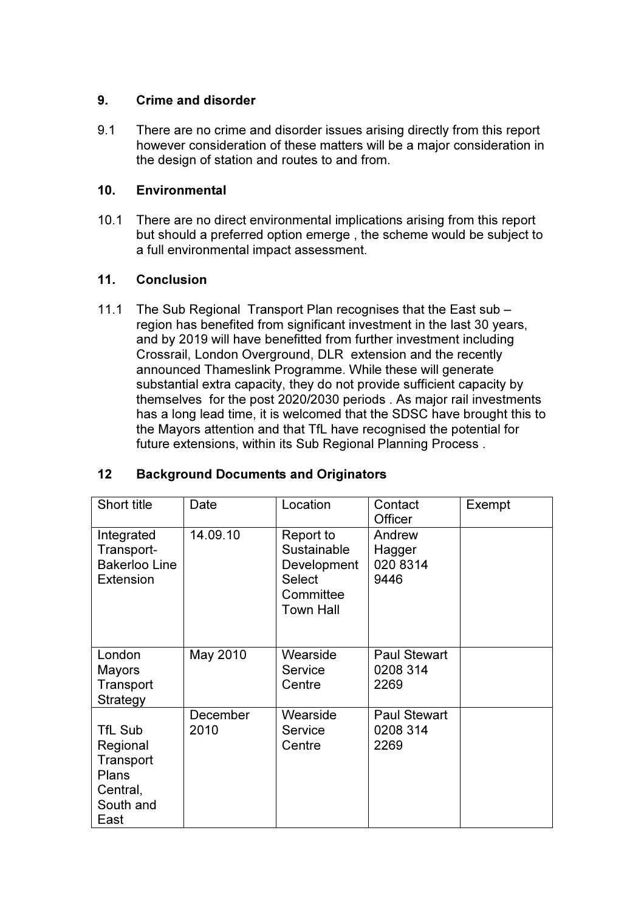## 9. Crime and disorder

9.1 There are no crime and disorder issues arising directly from this report however consideration of these matters will be a major consideration in the design of station and routes to and from.

## 10. Environmental

10.1 There are no direct environmental implications arising from this report but should a preferred option emerge , the scheme would be subject to a full environmental impact assessment.

## 11. Conclusion

11.1 The Sub Regional Transport Plan recognises that the East sub – region has benefited from significant investment in the last 30 years, and by 2019 will have benefitted from further investment including Crossrail, London Overground, DLR extension and the recently announced Thameslink Programme. While these will generate substantial extra capacity, they do not provide sufficient capacity by themselves for the post 2020/2030 periods . As major rail investments has a long lead time, it is welcomed that the SDSC have brought this to the Mayors attention and that TfL have recognised the potential for future extensions, within its Sub Regional Planning Process .

## 12 Background Documents and Originators

| Short title | Date | Location | Contact Officer | Exempt |
|---|---|---|---|---|
| Integrated Transport- Bakerloo Line Extension | 14.09.10 | Report to Sustainable Development Select Committee Town Hall | Andrew Hagger 020 8314 9446 | |
| London Mayors Transport Strategy | May 2010 | Wearside Service Centre | Paul Stewart 0208 314 2269 | |
| TfL Sub Regional Transport Plans Central, South and East | December 2010 | Wearside Service Centre | Paul Stewart 0208 314 2269 | |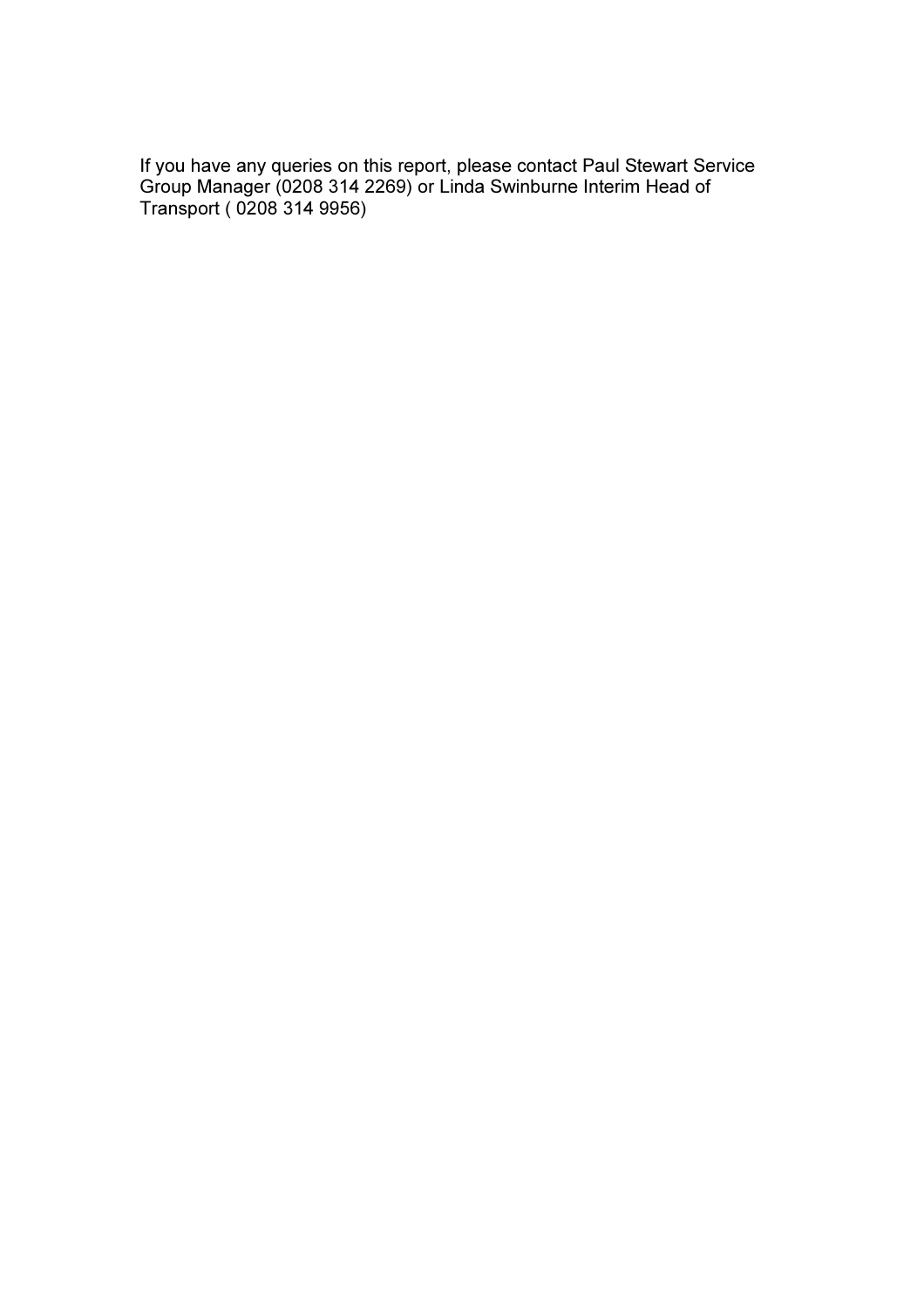If you have any queries on this report, please contact Paul Stewart Service Group Manager (0208 314 2269) or Linda Swinburne Interim Head of Transport ( 0208 314 9956)